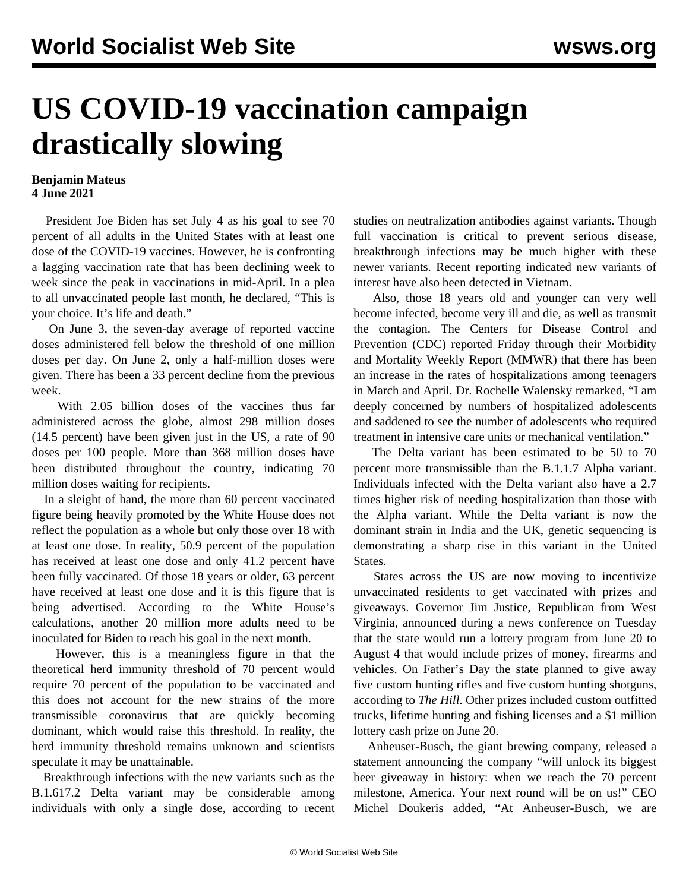# US COVID-19 vaccination campaign drastically slowing

**Benjamin Mateus**
**4 June 2021**

President Joe Biden has set July 4 as his goal to see 70 percent of all adults in the United States with at least one dose of the COVID-19 vaccines. However, he is confronting a lagging vaccination rate that has been declining week to week since the peak in vaccinations in mid-April. In a plea to all unvaccinated people last month, he declared, "This is your choice. It's life and death."

On June 3, the seven-day average of reported vaccine doses administered fell below the threshold of one million doses per day. On June 2, only a half-million doses were given. There has been a 33 percent decline from the previous week.

With 2.05 billion doses of the vaccines thus far administered across the globe, almost 298 million doses (14.5 percent) have been given just in the US, a rate of 90 doses per 100 people. More than 368 million doses have been distributed throughout the country, indicating 70 million doses waiting for recipients.

In a sleight of hand, the more than 60 percent vaccinated figure being heavily promoted by the White House does not reflect the population as a whole but only those over 18 with at least one dose. In reality, 50.9 percent of the population has received at least one dose and only 41.2 percent have been fully vaccinated. Of those 18 years or older, 63 percent have received at least one dose and it is this figure that is being advertised. According to the White House's calculations, another 20 million more adults need to be inoculated for Biden to reach his goal in the next month.

However, this is a meaningless figure in that the theoretical herd immunity threshold of 70 percent would require 70 percent of the population to be vaccinated and this does not account for the new strains of the more transmissible coronavirus that are quickly becoming dominant, which would raise this threshold. In reality, the herd immunity threshold remains unknown and scientists speculate it may be unattainable.

Breakthrough infections with the new variants such as the B.1.617.2 Delta variant may be considerable among individuals with only a single dose, according to recent studies on neutralization antibodies against variants. Though full vaccination is critical to prevent serious disease, breakthrough infections may be much higher with these newer variants. Recent reporting indicated new variants of interest have also been detected in Vietnam.

Also, those 18 years old and younger can very well become infected, become very ill and die, as well as transmit the contagion. The Centers for Disease Control and Prevention (CDC) reported Friday through their Morbidity and Mortality Weekly Report (MMWR) that there has been an increase in the rates of hospitalizations among teenagers in March and April. Dr. Rochelle Walensky remarked, "I am deeply concerned by numbers of hospitalized adolescents and saddened to see the number of adolescents who required treatment in intensive care units or mechanical ventilation."

The Delta variant has been estimated to be 50 to 70 percent more transmissible than the B.1.1.7 Alpha variant. Individuals infected with the Delta variant also have a 2.7 times higher risk of needing hospitalization than those with the Alpha variant. While the Delta variant is now the dominant strain in India and the UK, genetic sequencing is demonstrating a sharp rise in this variant in the United States.

States across the US are now moving to incentivize unvaccinated residents to get vaccinated with prizes and giveaways. Governor Jim Justice, Republican from West Virginia, announced during a news conference on Tuesday that the state would run a lottery program from June 20 to August 4 that would include prizes of money, firearms and vehicles. On Father's Day the state planned to give away five custom hunting rifles and five custom hunting shotguns, according to *The Hill*. Other prizes included custom outfitted trucks, lifetime hunting and fishing licenses and a $1 million lottery cash prize on June 20.

Anheuser-Busch, the giant brewing company, released a statement announcing the company "will unlock its biggest beer giveaway in history: when we reach the 70 percent milestone, America. Your next round will be on us!" CEO Michel Doukeris added, "At Anheuser-Busch, we are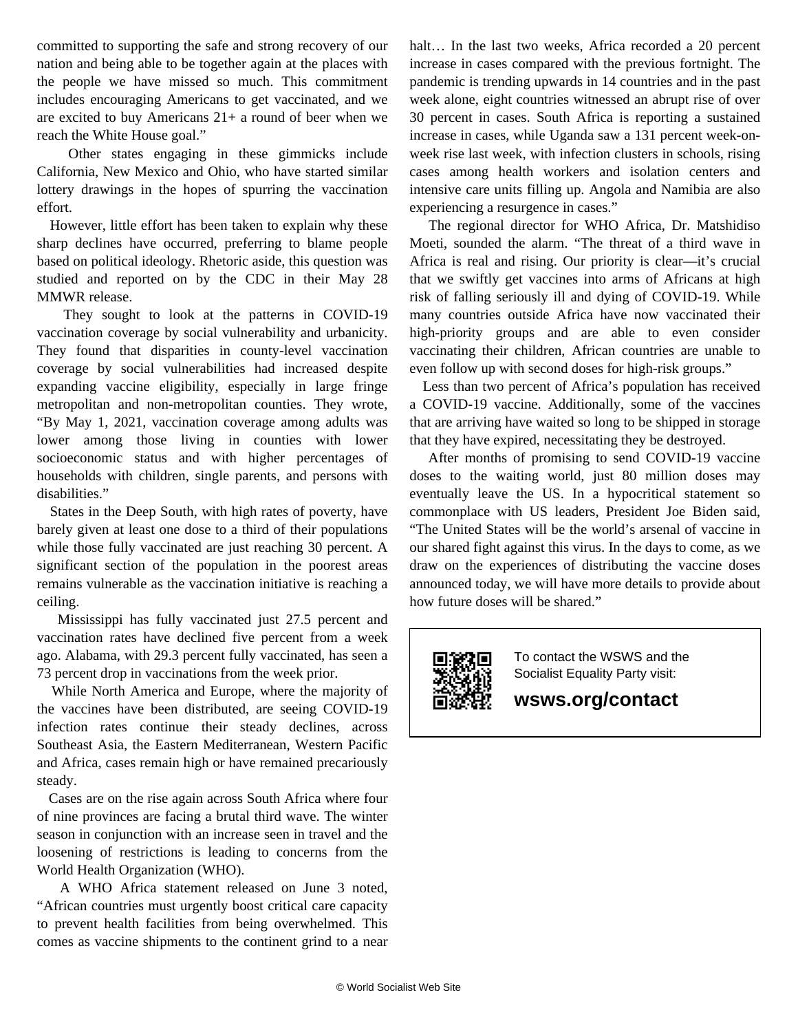committed to supporting the safe and strong recovery of our nation and being able to be together again at the places with the people we have missed so much. This commitment includes encouraging Americans to get vaccinated, and we are excited to buy Americans 21+ a round of beer when we reach the White House goal."

Other states engaging in these gimmicks include California, New Mexico and Ohio, who have started similar lottery drawings in the hopes of spurring the vaccination effort.

However, little effort has been taken to explain why these sharp declines have occurred, preferring to blame people based on political ideology. Rhetoric aside, this question was studied and reported on by the CDC in their May 28 MMWR release.

They sought to look at the patterns in COVID-19 vaccination coverage by social vulnerability and urbanicity. They found that disparities in county-level vaccination coverage by social vulnerabilities had increased despite expanding vaccine eligibility, especially in large fringe metropolitan and non-metropolitan counties. They wrote, "By May 1, 2021, vaccination coverage among adults was lower among those living in counties with lower socioeconomic status and with higher percentages of households with children, single parents, and persons with disabilities."

States in the Deep South, with high rates of poverty, have barely given at least one dose to a third of their populations while those fully vaccinated are just reaching 30 percent. A significant section of the population in the poorest areas remains vulnerable as the vaccination initiative is reaching a ceiling.

Mississippi has fully vaccinated just 27.5 percent and vaccination rates have declined five percent from a week ago. Alabama, with 29.3 percent fully vaccinated, has seen a 73 percent drop in vaccinations from the week prior.

While North America and Europe, where the majority of the vaccines have been distributed, are seeing COVID-19 infection rates continue their steady declines, across Southeast Asia, the Eastern Mediterranean, Western Pacific and Africa, cases remain high or have remained precariously steady.

Cases are on the rise again across South Africa where four of nine provinces are facing a brutal third wave. The winter season in conjunction with an increase seen in travel and the loosening of restrictions is leading to concerns from the World Health Organization (WHO).

A WHO Africa statement released on June 3 noted, "African countries must urgently boost critical care capacity to prevent health facilities from being overwhelmed. This comes as vaccine shipments to the continent grind to a near halt… In the last two weeks, Africa recorded a 20 percent increase in cases compared with the previous fortnight. The pandemic is trending upwards in 14 countries and in the past week alone, eight countries witnessed an abrupt rise of over 30 percent in cases. South Africa is reporting a sustained increase in cases, while Uganda saw a 131 percent week-on-week rise last week, with infection clusters in schools, rising cases among health workers and isolation centers and intensive care units filling up. Angola and Namibia are also experiencing a resurgence in cases."

The regional director for WHO Africa, Dr. Matshidiso Moeti, sounded the alarm. "The threat of a third wave in Africa is real and rising. Our priority is clear—it's crucial that we swiftly get vaccines into arms of Africans at high risk of falling seriously ill and dying of COVID-19. While many countries outside Africa have now vaccinated their high-priority groups and are able to even consider vaccinating their children, African countries are unable to even follow up with second doses for high-risk groups."

Less than two percent of Africa's population has received a COVID-19 vaccine. Additionally, some of the vaccines that are arriving have waited so long to be shipped in storage that they have expired, necessitating they be destroyed.

After months of promising to send COVID-19 vaccine doses to the waiting world, just 80 million doses may eventually leave the US. In a hypocritical statement so commonplace with US leaders, President Joe Biden said, "The United States will be the world's arsenal of vaccine in our shared fight against this virus. In the days to come, as we draw on the experiences of distributing the vaccine doses announced today, we will have more details to provide about how future doses will be shared."

To contact the WSWS and the Socialist Equality Party visit:

**wsws.org/contact**